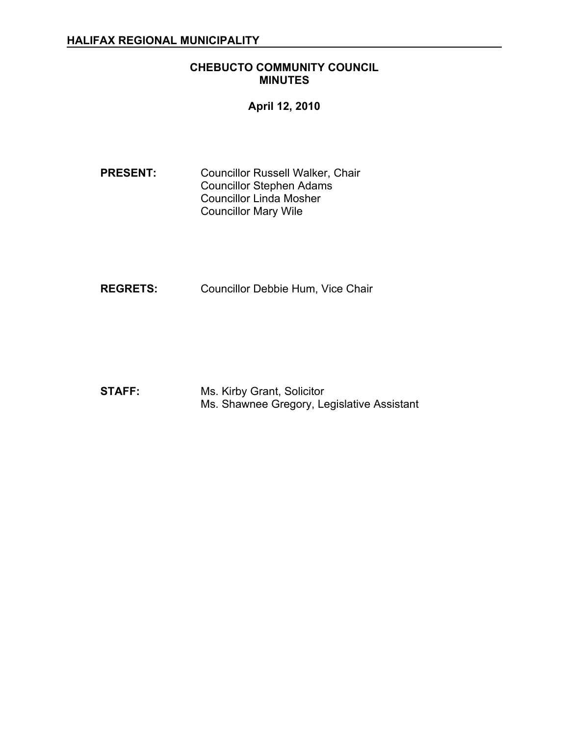**HALIFAX REGIONAL MUNICIPALITY**

# CHEBUCTO COMMUNITY COUNCIL MINUTES

**April 12, 2010**

**PRESENT:** Councillor Russell Walker, Chair
Councillor Stephen Adams
Councillor Linda Mosher
Councillor Mary Wile

**REGRETS:** Councillor Debbie Hum, Vice Chair

**STAFF:** Ms. Kirby Grant, Solicitor
Ms. Shawnee Gregory, Legislative Assistant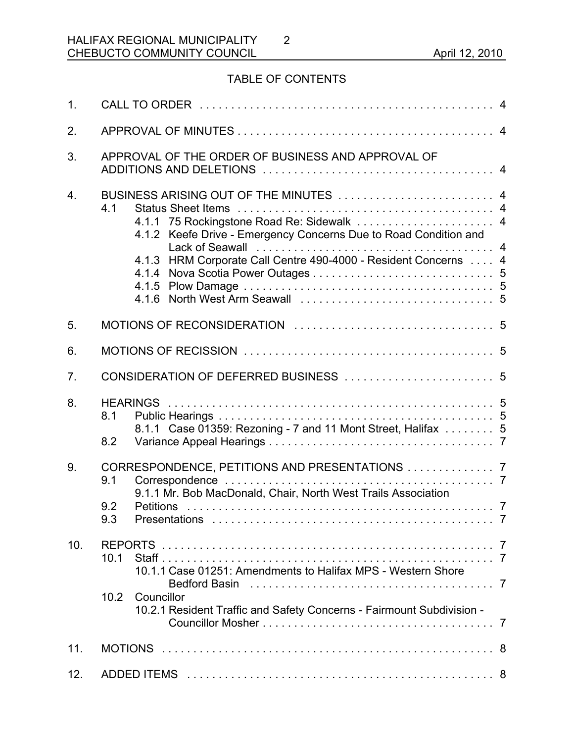## TABLE OF CONTENTS

1. CALL TO ORDER . . . . . . . . . . . . . . . . . . . . . . . . . . . . . . . . . . . . . . . . . . . . . . 4
2. APPROVAL OF MINUTES . . . . . . . . . . . . . . . . . . . . . . . . . . . . . . . . . . . . . . . . . 4
3. APPROVAL OF THE ORDER OF BUSINESS AND APPROVAL OF ADDITIONS AND DELETIONS . . . . . . . . . . . . . . . . . . . . . . . . . . . . . . . . . . . . 4
4. BUSINESS ARISING OUT OF THE MINUTES . . . . . . . . . . . . . . . . . . . . . . . . . 4
   - 4.1 Status Sheet Items . . . . . . . . . . . . . . . . . . . . . . . . . . . . . . . . . . . . . . . . 4
     - 4.1.1 75 Rockingstone Road Re: Sidewalk . . . . . . . . . . . . . . . . . . . . . . 4
     - 4.1.2 Keefe Drive - Emergency Concerns Due to Road Condition and Lack of Seawall . . . . . . . . . . . . . . . . . . . . . . . . . . . . . . . . . . . . . 4
     - 4.1.3 HRM Corporate Call Centre 490-4000 - Resident Concerns . . . . 4
     - 4.1.4 Nova Scotia Power Outages . . . . . . . . . . . . . . . . . . . . . . . . . . . . 5
     - 4.1.5 Plow Damage . . . . . . . . . . . . . . . . . . . . . . . . . . . . . . . . . . . . . . . 5
     - 4.1.6 North West Arm Seawall . . . . . . . . . . . . . . . . . . . . . . . . . . . . . . 5
5. MOTIONS OF RECONSIDERATION . . . . . . . . . . . . . . . . . . . . . . . . . . . . . . . 5
6. MOTIONS OF RECISSION . . . . . . . . . . . . . . . . . . . . . . . . . . . . . . . . . . . . . . . 5
7. CONSIDERATION OF DEFERRED BUSINESS . . . . . . . . . . . . . . . . . . . . . . . 5
8. HEARINGS . . . . . . . . . . . . . . . . . . . . . . . . . . . . . . . . . . . . . . . . . . . . . . . . . . . 5
   - 8.1 Public Hearings . . . . . . . . . . . . . . . . . . . . . . . . . . . . . . . . . . . . . . . . . . . 5
     - 8.1.1 Case 01359: Rezoning - 7 and 11 Mont Street, Halifax . . . . . . . . 5
   - 8.2 Variance Appeal Hearings . . . . . . . . . . . . . . . . . . . . . . . . . . . . . . . . . . . 7
9. CORRESPONDENCE, PETITIONS AND PRESENTATIONS . . . . . . . . . . . . . . 7
   - 9.1 Correspondence . . . . . . . . . . . . . . . . . . . . . . . . . . . . . . . . . . . . . . . . . . 7
     - 9.1.1 Mr. Bob MacDonald, Chair, North West Trails Association
   - 9.2 Petitions . . . . . . . . . . . . . . . . . . . . . . . . . . . . . . . . . . . . . . . . . . . . . . . . 7
   - 9.3 Presentations . . . . . . . . . . . . . . . . . . . . . . . . . . . . . . . . . . . . . . . . . . . . 7
10. REPORTS . . . . . . . . . . . . . . . . . . . . . . . . . . . . . . . . . . . . . . . . . . . . . . . . . . . . 7
    - 10.1 Staff . . . . . . . . . . . . . . . . . . . . . . . . . . . . . . . . . . . . . . . . . . . . . . . . . . . 7
      - 10.1.1 Case 01251: Amendments to Halifax MPS - Western Shore Bedford Basin . . . . . . . . . . . . . . . . . . . . . . . . . . . . . . . . . . . . . . 7
    - 10.2 Councillor
      - 10.2.1 Resident Traffic and Safety Concerns - Fairmount Subdivision - Councillor Mosher . . . . . . . . . . . . . . . . . . . . . . . . . . . . . . . . . . . . . 7
11. MOTIONS . . . . . . . . . . . . . . . . . . . . . . . . . . . . . . . . . . . . . . . . . . . . . . . . . . . . 8
12. ADDED ITEMS . . . . . . . . . . . . . . . . . . . . . . . . . . . . . . . . . . . . . . . . . . . . . . . . 8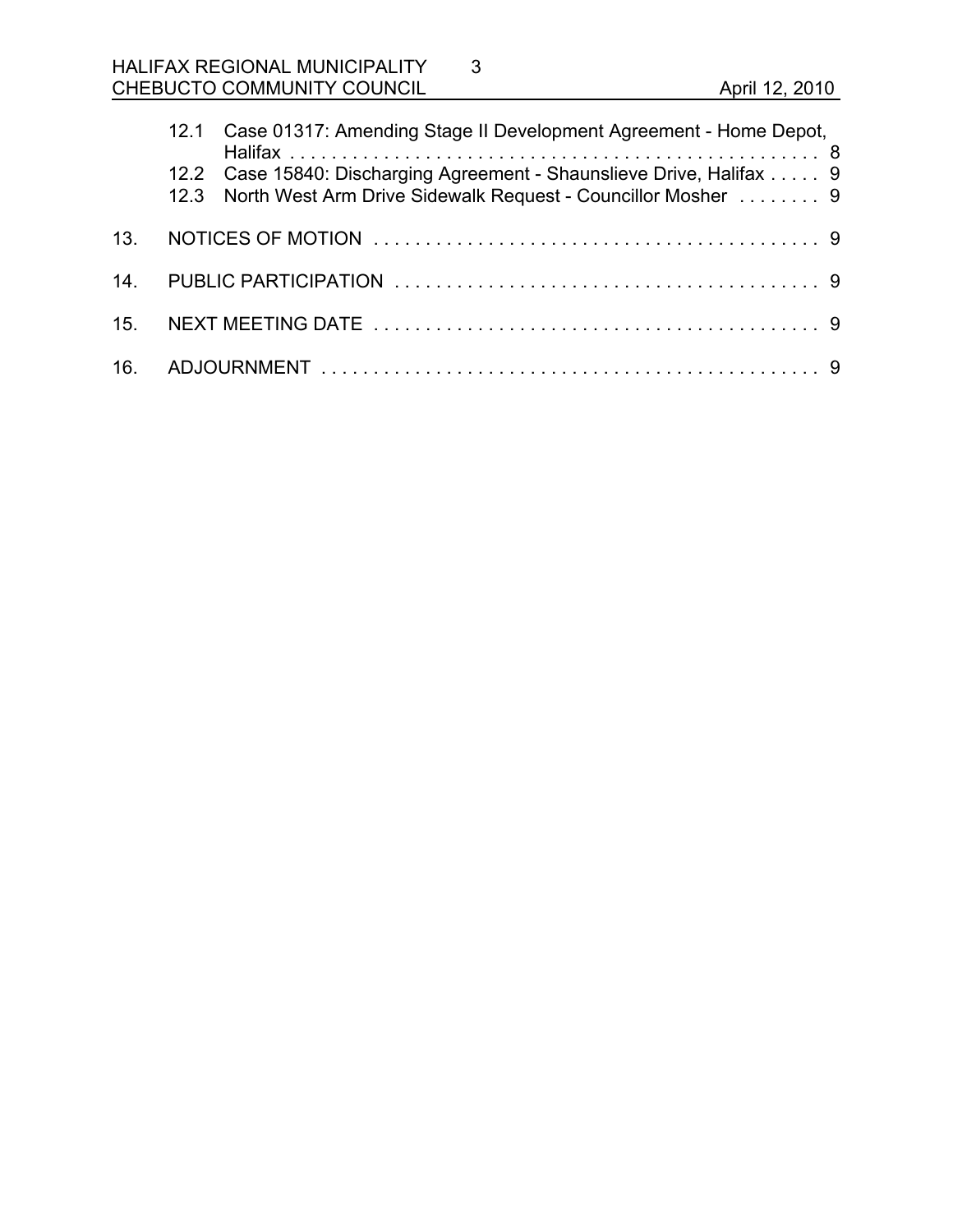12.1 Case 01317: Amending Stage II Development Agreement - Home Depot, Halifax . . . . . . . . . . . . . . . . . . . . . . . . . . . . . . . . . . . . . . . . . . . . . . . . . . . 8
12.2 Case 15840: Discharging Agreement - Shaunslieve Drive, Halifax . . . . . 9
12.3 North West Arm Drive Sidewalk Request - Councillor Mosher . . . . . . . . 9

13. NOTICES OF MOTION . . . . . . . . . . . . . . . . . . . . . . . . . . . . . . . . . . . . . . . . . . . 9

14. PUBLIC PARTICIPATION . . . . . . . . . . . . . . . . . . . . . . . . . . . . . . . . . . . . . . . . 9

15. NEXT MEETING DATE . . . . . . . . . . . . . . . . . . . . . . . . . . . . . . . . . . . . . . . . . . 9

16. ADJOURNMENT . . . . . . . . . . . . . . . . . . . . . . . . . . . . . . . . . . . . . . . . . . . . . . . . 9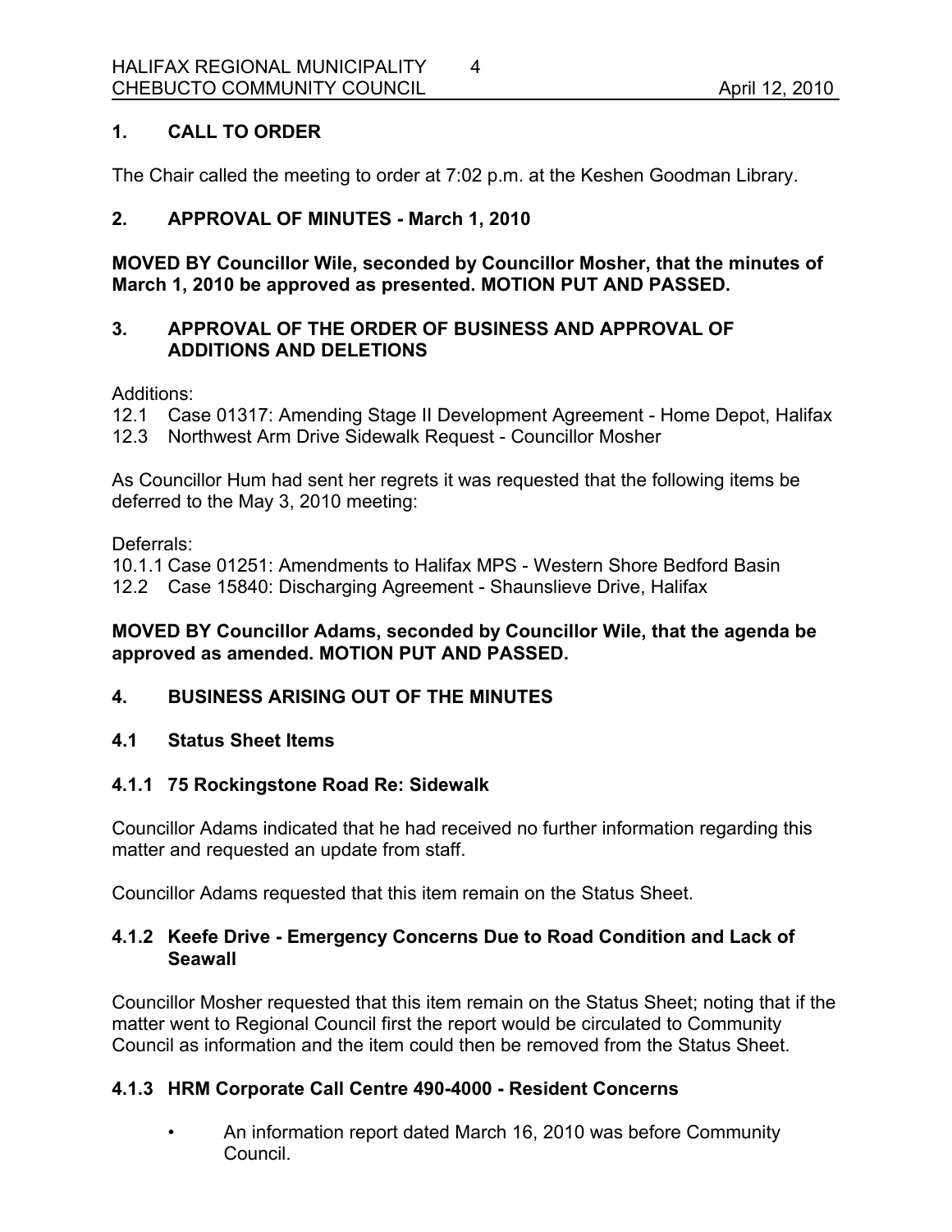## 1. CALL TO ORDER

The Chair called the meeting to order at 7:02 p.m. at the Keshen Goodman Library.

## 2. APPROVAL OF MINUTES - March 1, 2010

**MOVED BY Councillor Wile, seconded by Councillor Mosher, that the minutes of March 1, 2010 be approved as presented. MOTION PUT AND PASSED.**

## 3. APPROVAL OF THE ORDER OF BUSINESS AND APPROVAL OF ADDITIONS AND DELETIONS

Additions:
12.1 Case 01317: Amending Stage II Development Agreement - Home Depot, Halifax
12.3 Northwest Arm Drive Sidewalk Request - Councillor Mosher

As Councillor Hum had sent her regrets it was requested that the following items be deferred to the May 3, 2010 meeting:

Deferrals:
10.1.1 Case 01251: Amendments to Halifax MPS - Western Shore Bedford Basin
12.2 Case 15840: Discharging Agreement - Shaunslieve Drive, Halifax

**MOVED BY Councillor Adams, seconded by Councillor Wile, that the agenda be approved as amended. MOTION PUT AND PASSED.**

## 4. BUSINESS ARISING OUT OF THE MINUTES

### 4.1 Status Sheet Items

#### 4.1.1 75 Rockingstone Road Re: Sidewalk

Councillor Adams indicated that he had received no further information regarding this matter and requested an update from staff.

Councillor Adams requested that this item remain on the Status Sheet.

#### 4.1.2 Keefe Drive - Emergency Concerns Due to Road Condition and Lack of Seawall

Councillor Mosher requested that this item remain on the Status Sheet; noting that if the matter went to Regional Council first the report would be circulated to Community Council as information and the item could then be removed from the Status Sheet.

#### 4.1.3 HRM Corporate Call Centre 490-4000 - Resident Concerns

- An information report dated March 16, 2010 was before Community Council.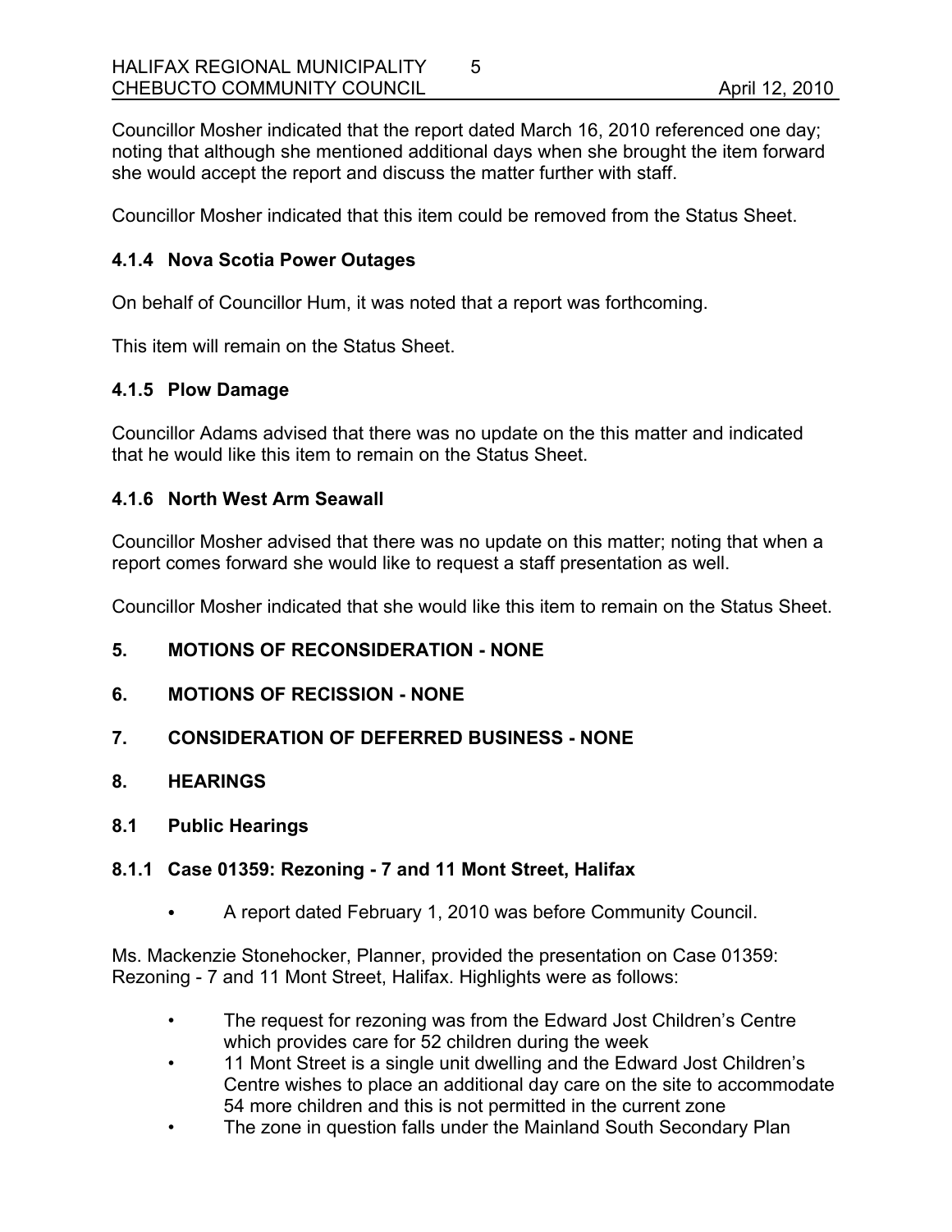Councillor Mosher indicated that the report dated March 16, 2010 referenced one day; noting that although she mentioned additional days when she brought the item forward she would accept the report and discuss the matter further with staff.

Councillor Mosher indicated that this item could be removed from the Status Sheet.

### 4.1.4 Nova Scotia Power Outages

On behalf of Councillor Hum, it was noted that a report was forthcoming.

This item will remain on the Status Sheet.

### 4.1.5 Plow Damage

Councillor Adams advised that there was no update on the this matter and indicated that he would like this item to remain on the Status Sheet.

### 4.1.6 North West Arm Seawall

Councillor Mosher advised that there was no update on this matter; noting that when a report comes forward she would like to request a staff presentation as well.

Councillor Mosher indicated that she would like this item to remain on the Status Sheet.

## 5. MOTIONS OF RECONSIDERATION - NONE

## 6. MOTIONS OF RECISSION - NONE

## 7. CONSIDERATION OF DEFERRED BUSINESS - NONE

## 8. HEARINGS

### 8.1 Public Hearings

### 8.1.1 Case 01359: Rezoning - 7 and 11 Mont Street, Halifax

- A report dated February 1, 2010 was before Community Council.

Ms. Mackenzie Stonehocker, Planner, provided the presentation on Case 01359: Rezoning - 7 and 11 Mont Street, Halifax. Highlights were as follows:

- The request for rezoning was from the Edward Jost Children's Centre which provides care for 52 children during the week
- 11 Mont Street is a single unit dwelling and the Edward Jost Children's Centre wishes to place an additional day care on the site to accommodate 54 more children and this is not permitted in the current zone
- The zone in question falls under the Mainland South Secondary Plan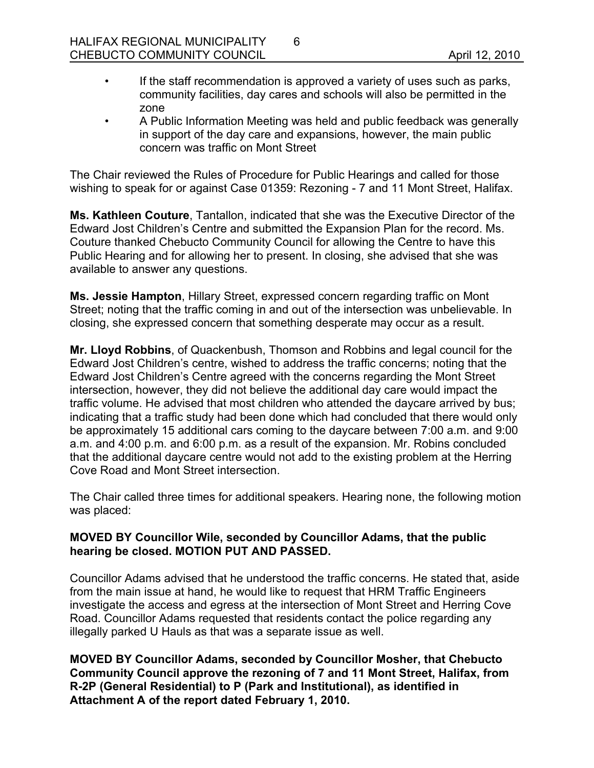- If the staff recommendation is approved a variety of uses such as parks, community facilities, day cares and schools will also be permitted in the zone
- A Public Information Meeting was held and public feedback was generally in support of the day care and expansions, however, the main public concern was traffic on Mont Street

The Chair reviewed the Rules of Procedure for Public Hearings and called for those wishing to speak for or against Case 01359: Rezoning - 7 and 11 Mont Street, Halifax.

**Ms. Kathleen Couture**, Tantallon, indicated that she was the Executive Director of the Edward Jost Children's Centre and submitted the Expansion Plan for the record. Ms. Couture thanked Chebucto Community Council for allowing the Centre to have this Public Hearing and for allowing her to present. In closing, she advised that she was available to answer any questions.

**Ms. Jessie Hampton**, Hillary Street, expressed concern regarding traffic on Mont Street; noting that the traffic coming in and out of the intersection was unbelievable. In closing, she expressed concern that something desperate may occur as a result.

**Mr. Lloyd Robbins**, of Quackenbush, Thomson and Robbins and legal council for the Edward Jost Children's centre, wished to address the traffic concerns; noting that the Edward Jost Children's Centre agreed with the concerns regarding the Mont Street intersection, however, they did not believe the additional day care would impact the traffic volume. He advised that most children who attended the daycare arrived by bus; indicating that a traffic study had been done which had concluded that there would only be approximately 15 additional cars coming to the daycare between 7:00 a.m. and 9:00 a.m. and 4:00 p.m. and 6:00 p.m. as a result of the expansion. Mr. Robins concluded that the additional daycare centre would not add to the existing problem at the Herring Cove Road and Mont Street intersection.

The Chair called three times for additional speakers. Hearing none, the following motion was placed:

**MOVED BY Councillor Wile, seconded by Councillor Adams, that the public hearing be closed. MOTION PUT AND PASSED.**

Councillor Adams advised that he understood the traffic concerns. He stated that, aside from the main issue at hand, he would like to request that HRM Traffic Engineers investigate the access and egress at the intersection of Mont Street and Herring Cove Road. Councillor Adams requested that residents contact the police regarding any illegally parked U Hauls as that was a separate issue as well.

**MOVED BY Councillor Adams, seconded by Councillor Mosher, that Chebucto Community Council approve the rezoning of 7 and 11 Mont Street, Halifax, from R-2P (General Residential) to P (Park and Institutional), as identified in Attachment A of the report dated February 1, 2010.**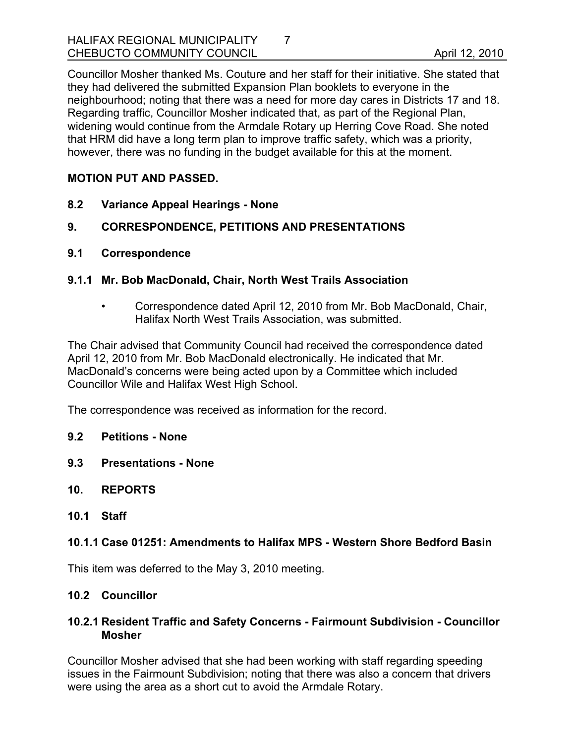Councillor Mosher thanked Ms. Couture and her staff for their initiative. She stated that they had delivered the submitted Expansion Plan booklets to everyone in the neighbourhood; noting that there was a need for more day cares in Districts 17 and 18. Regarding traffic, Councillor Mosher indicated that, as part of the Regional Plan, widening would continue from the Armdale Rotary up Herring Cove Road. She noted that HRM did have a long term plan to improve traffic safety, which was a priority, however, there was no funding in the budget available for this at the moment.

**MOTION PUT AND PASSED.**

## 8.2 Variance Appeal Hearings - None

## 9. CORRESPONDENCE, PETITIONS AND PRESENTATIONS

## 9.1 Correspondence

### 9.1.1 Mr. Bob MacDonald, Chair, North West Trails Association

- Correspondence dated April 12, 2010 from Mr. Bob MacDonald, Chair, Halifax North West Trails Association, was submitted.

The Chair advised that Community Council had received the correspondence dated April 12, 2010 from Mr. Bob MacDonald electronically. He indicated that Mr. MacDonald's concerns were being acted upon by a Committee which included Councillor Wile and Halifax West High School.

The correspondence was received as information for the record.

## 9.2 Petitions - None

## 9.3 Presentations - None

## 10. REPORTS

## 10.1 Staff

### 10.1.1 Case 01251: Amendments to Halifax MPS - Western Shore Bedford Basin

This item was deferred to the May 3, 2010 meeting.

## 10.2 Councillor

### 10.2.1 Resident Traffic and Safety Concerns - Fairmount Subdivision - Councillor Mosher

Councillor Mosher advised that she had been working with staff regarding speeding issues in the Fairmount Subdivision; noting that there was also a concern that drivers were using the area as a short cut to avoid the Armdale Rotary.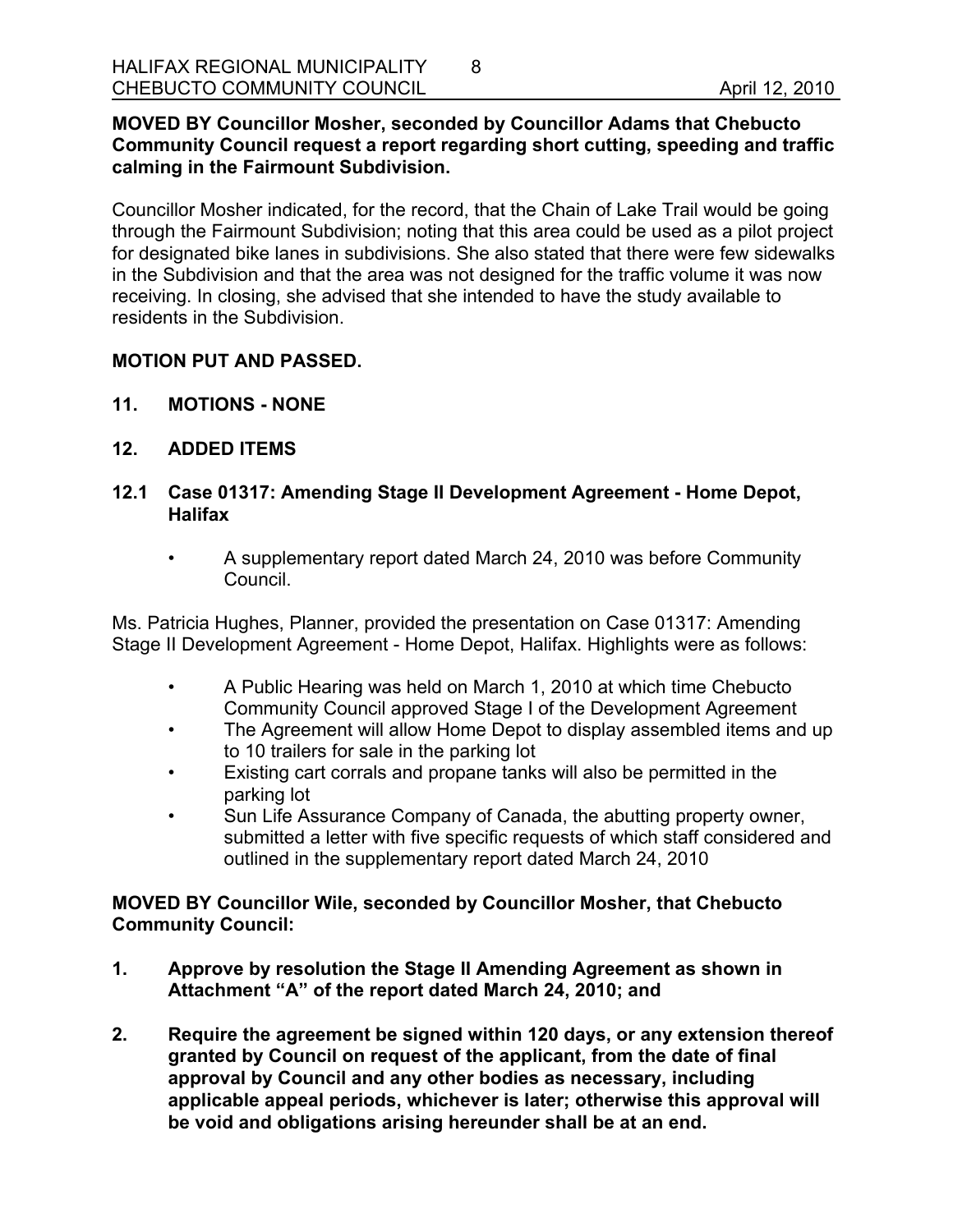**MOVED BY Councillor Mosher, seconded by Councillor Adams that Chebucto Community Council request a report regarding short cutting, speeding and traffic calming in the Fairmount Subdivision.**

Councillor Mosher indicated, for the record, that the Chain of Lake Trail would be going through the Fairmount Subdivision; noting that this area could be used as a pilot project for designated bike lanes in subdivisions. She also stated that there were few sidewalks in the Subdivision and that the area was not designed for the traffic volume it was now receiving. In closing, she advised that she intended to have the study available to residents in the Subdivision.

**MOTION PUT AND PASSED.**

## 11. MOTIONS - NONE

## 12. ADDED ITEMS

### 12.1 Case 01317: Amending Stage II Development Agreement - Home Depot, Halifax

- A supplementary report dated March 24, 2010 was before Community Council.

Ms. Patricia Hughes, Planner, provided the presentation on Case 01317: Amending Stage II Development Agreement - Home Depot, Halifax. Highlights were as follows:

- A Public Hearing was held on March 1, 2010 at which time Chebucto Community Council approved Stage I of the Development Agreement
- The Agreement will allow Home Depot to display assembled items and up to 10 trailers for sale in the parking lot
- Existing cart corrals and propane tanks will also be permitted in the parking lot
- Sun Life Assurance Company of Canada, the abutting property owner, submitted a letter with five specific requests of which staff considered and outlined in the supplementary report dated March 24, 2010

**MOVED BY Councillor Wile, seconded by Councillor Mosher, that Chebucto Community Council:**

1. **Approve by resolution the Stage II Amending Agreement as shown in Attachment "A" of the report dated March 24, 2010; and**
2. **Require the agreement be signed within 120 days, or any extension thereof granted by Council on request of the applicant, from the date of final approval by Council and any other bodies as necessary, including applicable appeal periods, whichever is later; otherwise this approval will be void and obligations arising hereunder shall be at an end.**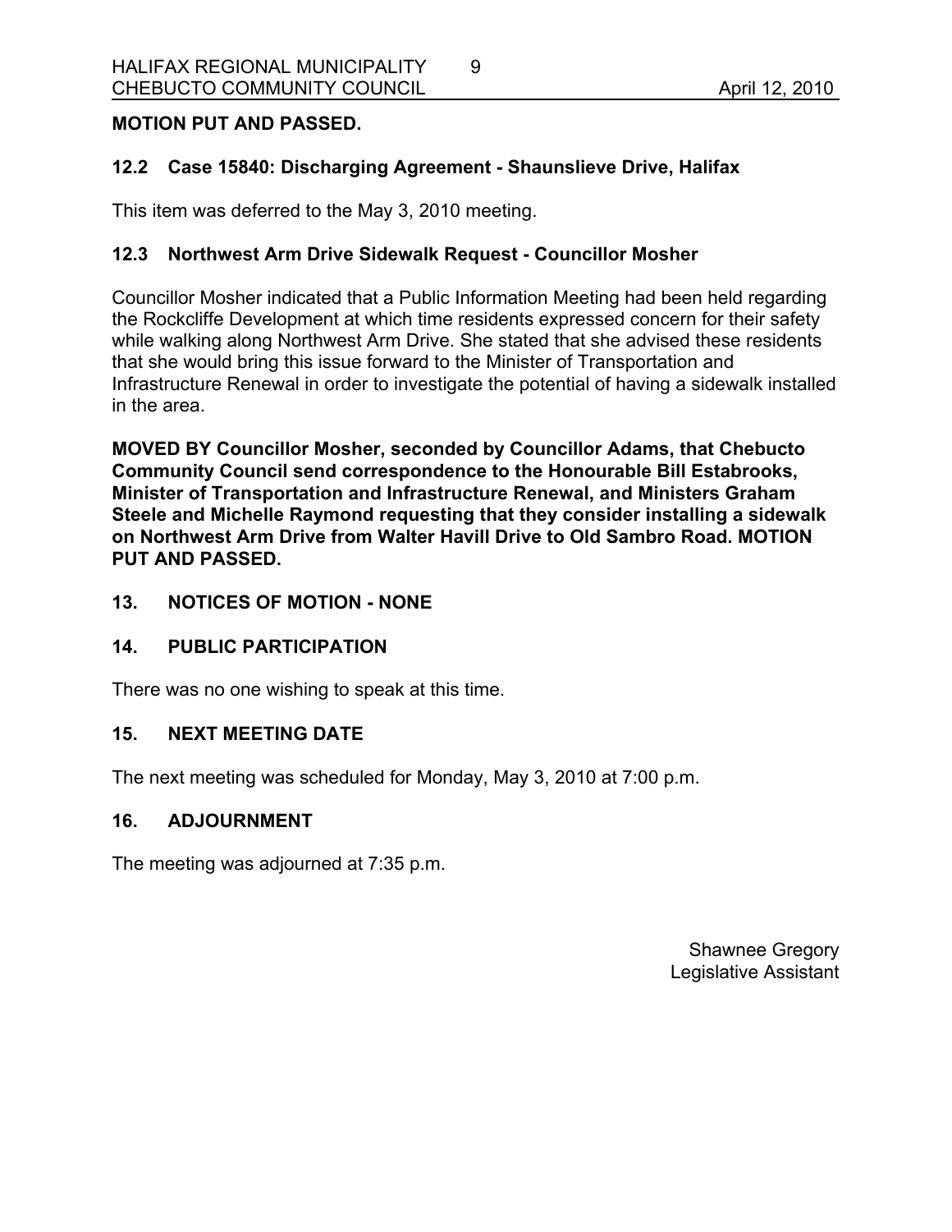**MOTION PUT AND PASSED.**

### 12.2 Case 15840: Discharging Agreement - Shaunslieve Drive, Halifax

This item was deferred to the May 3, 2010 meeting.

### 12.3 Northwest Arm Drive Sidewalk Request - Councillor Mosher

Councillor Mosher indicated that a Public Information Meeting had been held regarding the Rockcliffe Development at which time residents expressed concern for their safety while walking along Northwest Arm Drive. She stated that she advised these residents that she would bring this issue forward to the Minister of Transportation and Infrastructure Renewal in order to investigate the potential of having a sidewalk installed in the area.

**MOVED BY Councillor Mosher, seconded by Councillor Adams, that Chebucto Community Council send correspondence to the Honourable Bill Estabrooks, Minister of Transportation and Infrastructure Renewal, and Ministers Graham Steele and Michelle Raymond requesting that they consider installing a sidewalk on Northwest Arm Drive from Walter Havill Drive to Old Sambro Road. MOTION PUT AND PASSED.**

## 13. NOTICES OF MOTION - NONE

## 14. PUBLIC PARTICIPATION

There was no one wishing to speak at this time.

## 15. NEXT MEETING DATE

The next meeting was scheduled for Monday, May 3, 2010 at 7:00 p.m.

## 16. ADJOURNMENT

The meeting was adjourned at 7:35 p.m.

Shawnee Gregory
Legislative Assistant